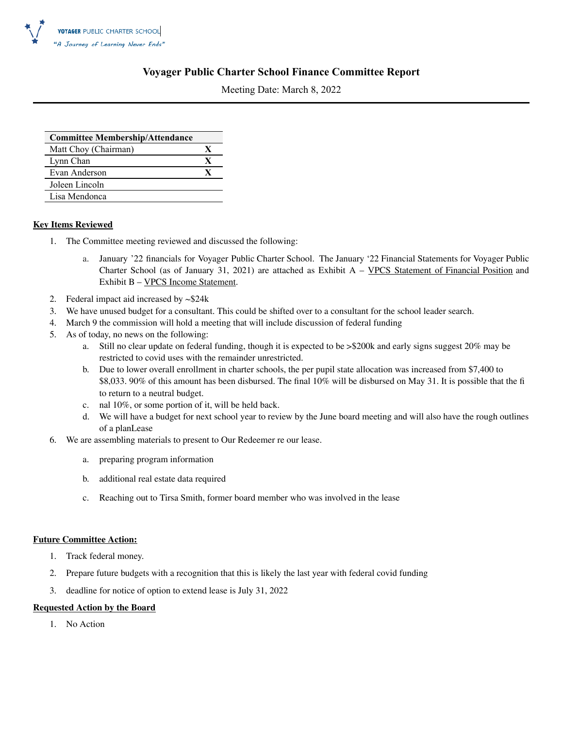VOYAGER PUBLIC CHARTER SCHOOL
*"A Journey of Learning Never Ends"*

# Voyager Public Charter School Finance Committee Report

Meeting Date: March 8, 2022

| Committee Membership/Attendance | |
|---|---|
| Matt Choy (Chairman) | X |
| Lynn Chan | X |
| Evan Anderson | X |
| Joleen Lincoln | |
| Lisa Mendonca | |

**Key Items Reviewed**

1. The Committee meeting reviewed and discussed the following:
   a. January '22 financials for Voyager Public Charter School. The January '22 Financial Statements for Voyager Public Charter School (as of January 31, 2021) are attached as Exhibit A – VPCS Statement of Financial Position and Exhibit B – VPCS Income Statement.
2. Federal impact aid increased by ~$24k
3. We have unused budget for a consultant. This could be shifted over to a consultant for the school leader search.
4. March 9 the commission will hold a meeting that will include discussion of federal funding
5. As of today, no news on the following:
   a. Still no clear update on federal funding, though it is expected to be >$200k and early signs suggest 20% may be restricted to covid uses with the remainder unrestricted.
   b. Due to lower overall enrollment in charter schools, the per pupil state allocation was increased from $7,400 to $8,033. 90% of this amount has been disbursed. The final 10% will be disbursed on May 31. It is possible that the fi to return to a neutral budget.
   c. nal 10%, or some portion of it, will be held back.
   d. We will have a budget for next school year to review by the June board meeting and will also have the rough outlines of a planLease
6. We are assembling materials to present to Our Redeemer re our lease.
   a. preparing program information
   b. additional real estate data required
   c. Reaching out to Tirsa Smith, former board member who was involved in the lease

**Future Committee Action:**

1. Track federal money.
2. Prepare future budgets with a recognition that this is likely the last year with federal covid funding
3. deadline for notice of option to extend lease is July 31, 2022

**Requested Action by the Board**

1. No Action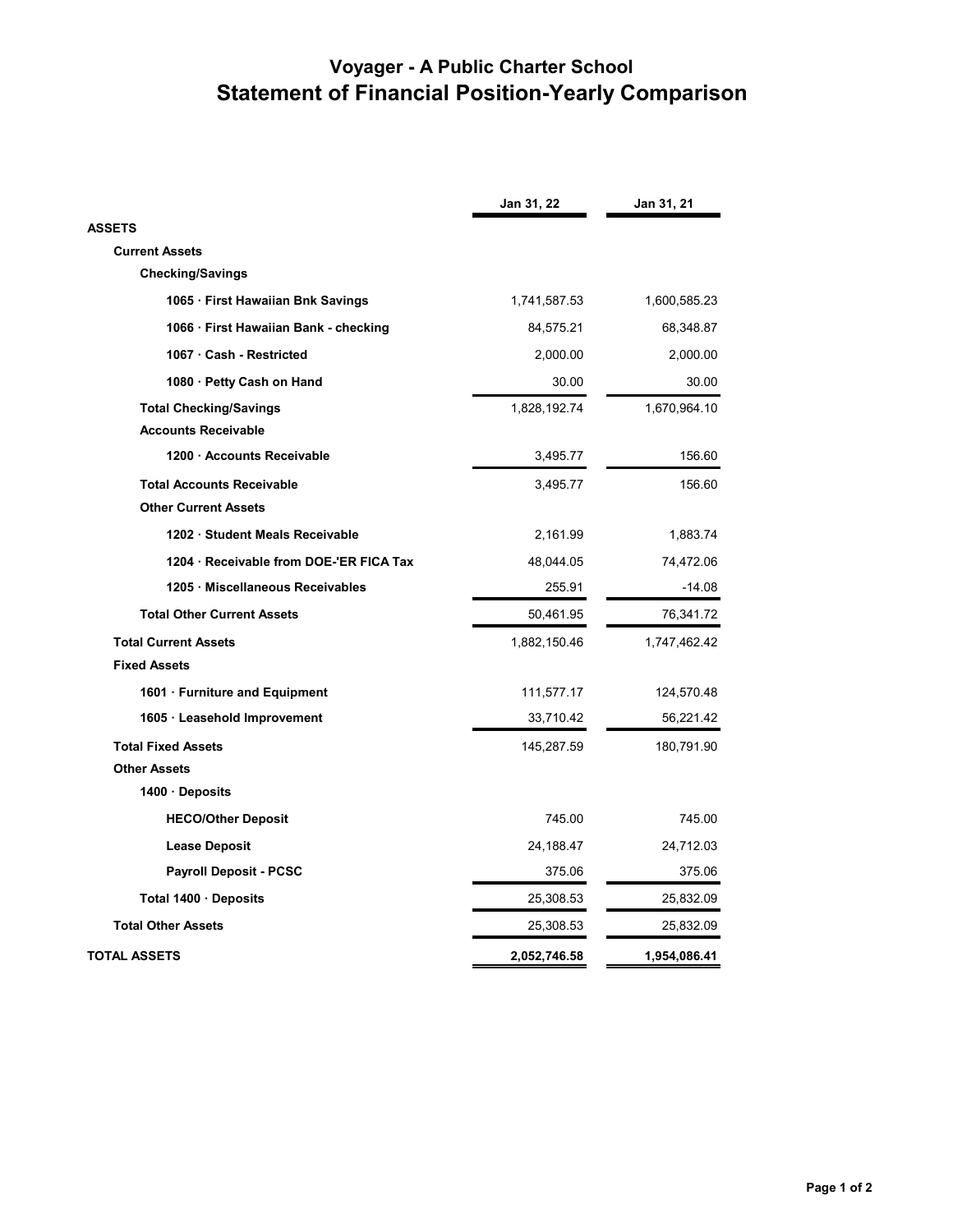# Voyager - A Public Charter School

## Statement of Financial Position-Yearly Comparison

| | Jan 31, 22 | Jan 31, 21 |
|---|---|---|
| **ASSETS** | | |
| **Current Assets** | | |
| **Checking/Savings** | | |
| **1065 · First Hawaiian Bnk Savings** | 1,741,587.53 | 1,600,585.23 |
| **1066 · First Hawaiian Bank - checking** | 84,575.21 | 68,348.87 |
| **1067 · Cash - Restricted** | 2,000.00 | 2,000.00 |
| **1080 · Petty Cash on Hand** | 30.00 | 30.00 |
| **Total Checking/Savings** | 1,828,192.74 | 1,670,964.10 |
| **Accounts Receivable** | | |
| **1200 · Accounts Receivable** | 3,495.77 | 156.60 |
| **Total Accounts Receivable** | 3,495.77 | 156.60 |
| **Other Current Assets** | | |
| **1202 · Student Meals Receivable** | 2,161.99 | 1,883.74 |
| **1204 · Receivable from DOE-'ER FICA Tax** | 48,044.05 | 74,472.06 |
| **1205 · Miscellaneous Receivables** | 255.91 | -14.08 |
| **Total Other Current Assets** | 50,461.95 | 76,341.72 |
| **Total Current Assets** | 1,882,150.46 | 1,747,462.42 |
| **Fixed Assets** | | |
| **1601 · Furniture and Equipment** | 111,577.17 | 124,570.48 |
| **1605 · Leasehold Improvement** | 33,710.42 | 56,221.42 |
| **Total Fixed Assets** | 145,287.59 | 180,791.90 |
| **Other Assets** | | |
| **1400 · Deposits** | | |
| **HECO/Other Deposit** | 745.00 | 745.00 |
| **Lease Deposit** | 24,188.47 | 24,712.03 |
| **Payroll Deposit - PCSC** | 375.06 | 375.06 |
| **Total 1400 · Deposits** | 25,308.53 | 25,832.09 |
| **Total Other Assets** | 25,308.53 | 25,832.09 |
| **TOTAL ASSETS** | **2,052,746.58** | **1,954,086.41** |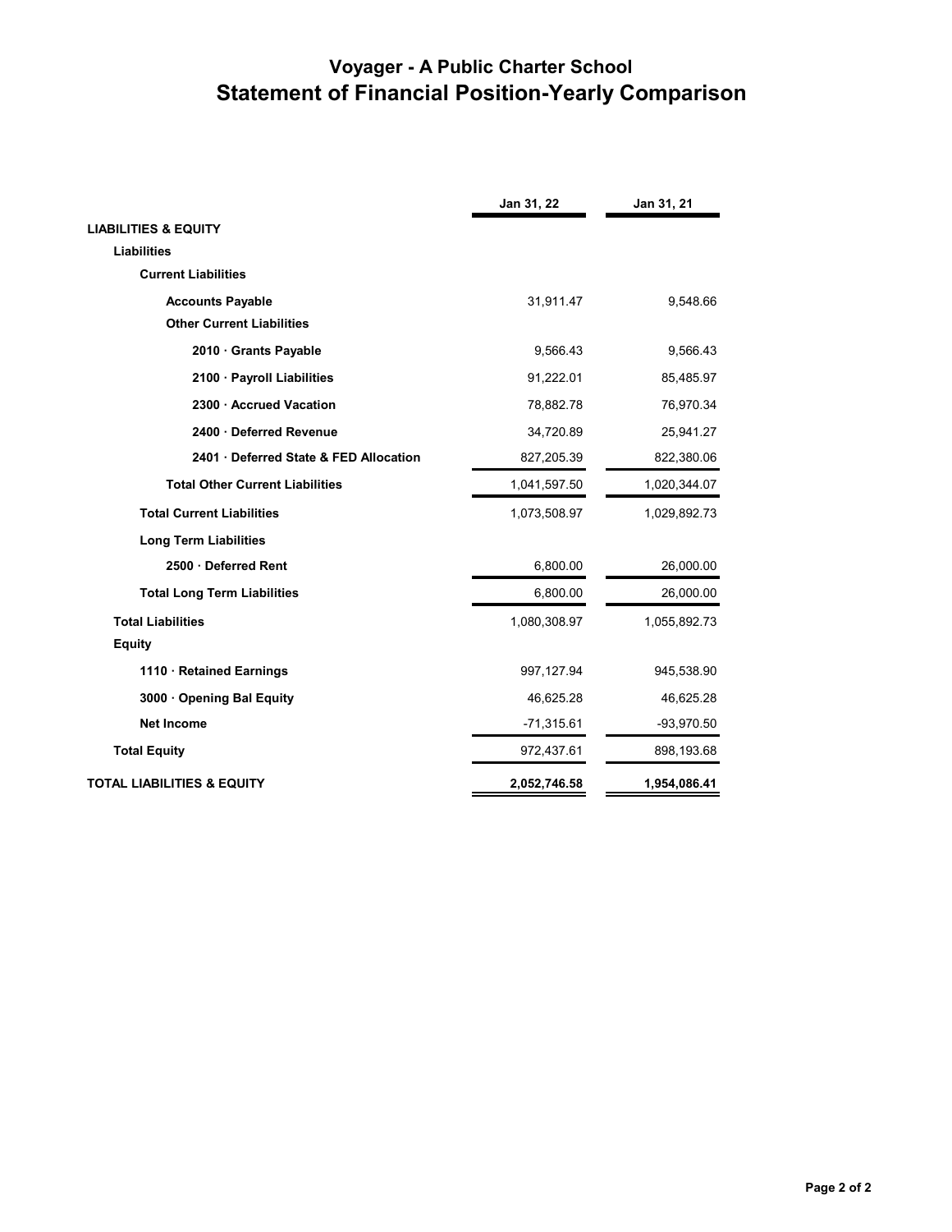# Voyager - A Public Charter School

## Statement of Financial Position-Yearly Comparison

| | Jan 31, 22 | Jan 31, 21 |
|---|---|---|
| **LIABILITIES & EQUITY** | | |
| **Liabilities** | | |
| **Current Liabilities** | | |
| **Accounts Payable** | 31,911.47 | 9,548.66 |
| **Other Current Liabilities** | | |
| **2010 · Grants Payable** | 9,566.43 | 9,566.43 |
| **2100 · Payroll Liabilities** | 91,222.01 | 85,485.97 |
| **2300 · Accrued Vacation** | 78,882.78 | 76,970.34 |
| **2400 · Deferred Revenue** | 34,720.89 | 25,941.27 |
| **2401 · Deferred State & FED Allocation** | 827,205.39 | 822,380.06 |
| **Total Other Current Liabilities** | 1,041,597.50 | 1,020,344.07 |
| **Total Current Liabilities** | 1,073,508.97 | 1,029,892.73 |
| **Long Term Liabilities** | | |
| **2500 · Deferred Rent** | 6,800.00 | 26,000.00 |
| **Total Long Term Liabilities** | 6,800.00 | 26,000.00 |
| **Total Liabilities** | 1,080,308.97 | 1,055,892.73 |
| **Equity** | | |
| **1110 · Retained Earnings** | 997,127.94 | 945,538.90 |
| **3000 · Opening Bal Equity** | 46,625.28 | 46,625.28 |
| **Net Income** | -71,315.61 | -93,970.50 |
| **Total Equity** | 972,437.61 | 898,193.68 |
| **TOTAL LIABILITIES & EQUITY** | **2,052,746.58** | **1,954,086.41** |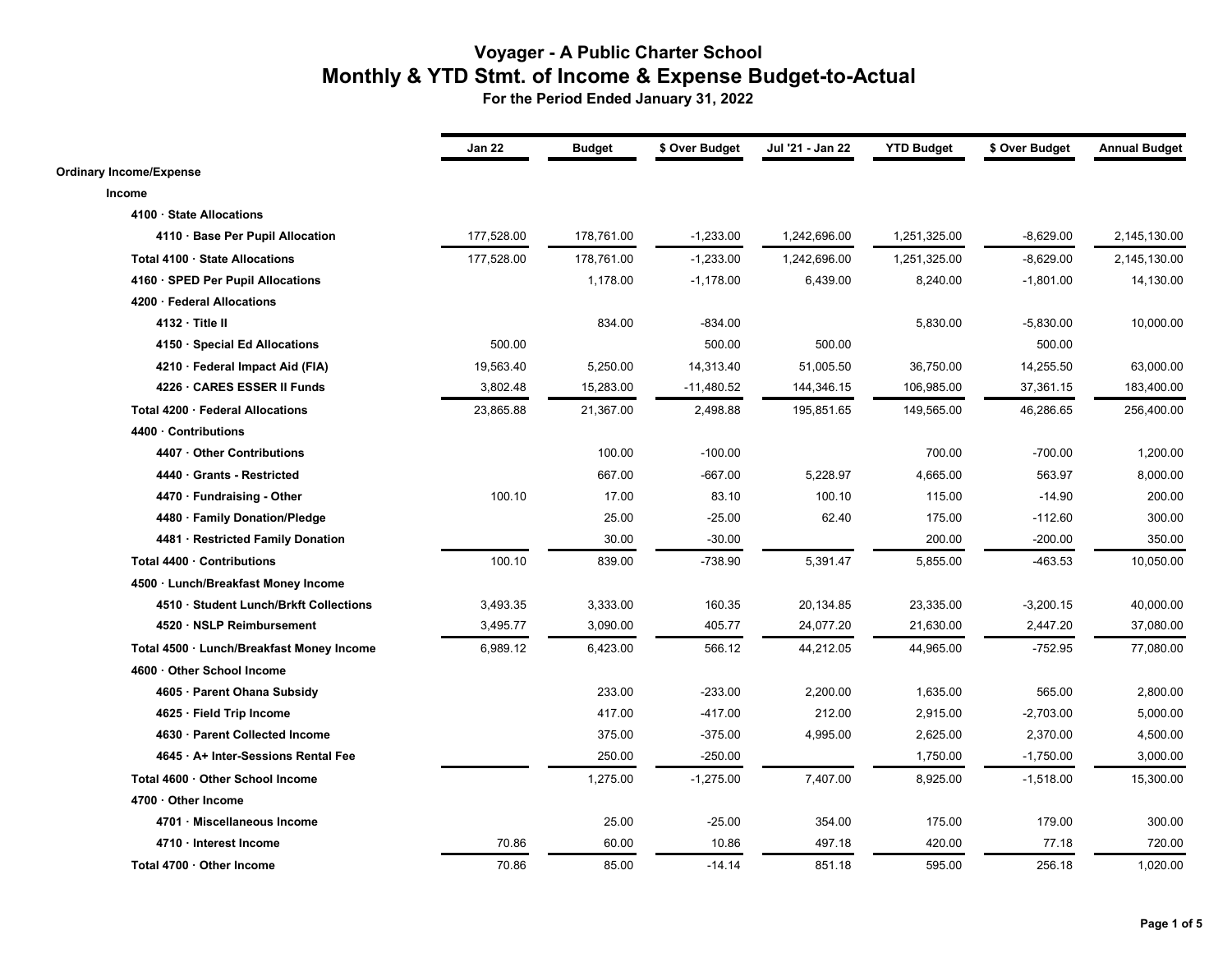# Voyager - A Public Charter School

## Monthly & YTD Stmt. of Income & Expense Budget-to-Actual

**For the Period Ended January 31, 2022**

| | Jan 22 | Budget | $ Over Budget | Jul '21 - Jan 22 | YTD Budget | $ Over Budget | Annual Budget |
|---|---|---|---|---|---|---|---|
| **Ordinary Income/Expense** | | | | | | | |
| **Income** | | | | | | | |
| **4100 · State Allocations** | | | | | | | |
| **4110 · Base Per Pupil Allocation** | 177,528.00 | 178,761.00 | -1,233.00 | 1,242,696.00 | 1,251,325.00 | -8,629.00 | 2,145,130.00 |
| **Total 4100 · State Allocations** | 177,528.00 | 178,761.00 | -1,233.00 | 1,242,696.00 | 1,251,325.00 | -8,629.00 | 2,145,130.00 |
| **4160 · SPED Per Pupil Allocations** | | 1,178.00 | -1,178.00 | 6,439.00 | 8,240.00 | -1,801.00 | 14,130.00 |
| **4200 · Federal Allocations** | | | | | | | |
| **4132 · Title II** | | 834.00 | -834.00 | | 5,830.00 | -5,830.00 | 10,000.00 |
| **4150 · Special Ed Allocations** | 500.00 | | 500.00 | 500.00 | | 500.00 | |
| **4210 · Federal Impact Aid (FIA)** | 19,563.40 | 5,250.00 | 14,313.40 | 51,005.50 | 36,750.00 | 14,255.50 | 63,000.00 |
| **4226 · CARES ESSER II Funds** | 3,802.48 | 15,283.00 | -11,480.52 | 144,346.15 | 106,985.00 | 37,361.15 | 183,400.00 |
| **Total 4200 · Federal Allocations** | 23,865.88 | 21,367.00 | 2,498.88 | 195,851.65 | 149,565.00 | 46,286.65 | 256,400.00 |
| **4400 · Contributions** | | | | | | | |
| **4407 · Other Contributions** | | 100.00 | -100.00 | | 700.00 | -700.00 | 1,200.00 |
| **4440 · Grants - Restricted** | | 667.00 | -667.00 | 5,228.97 | 4,665.00 | 563.97 | 8,000.00 |
| **4470 · Fundraising - Other** | 100.10 | 17.00 | 83.10 | 100.10 | 115.00 | -14.90 | 200.00 |
| **4480 · Family Donation/Pledge** | | 25.00 | -25.00 | 62.40 | 175.00 | -112.60 | 300.00 |
| **4481 · Restricted Family Donation** | | 30.00 | -30.00 | | 200.00 | -200.00 | 350.00 |
| **Total 4400 · Contributions** | 100.10 | 839.00 | -738.90 | 5,391.47 | 5,855.00 | -463.53 | 10,050.00 |
| **4500 · Lunch/Breakfast Money Income** | | | | | | | |
| **4510 · Student Lunch/Brkft Collections** | 3,493.35 | 3,333.00 | 160.35 | 20,134.85 | 23,335.00 | -3,200.15 | 40,000.00 |
| **4520 · NSLP Reimbursement** | 3,495.77 | 3,090.00 | 405.77 | 24,077.20 | 21,630.00 | 2,447.20 | 37,080.00 |
| **Total 4500 · Lunch/Breakfast Money Income** | 6,989.12 | 6,423.00 | 566.12 | 44,212.05 | 44,965.00 | -752.95 | 77,080.00 |
| **4600 · Other School Income** | | | | | | | |
| **4605 · Parent Ohana Subsidy** | | 233.00 | -233.00 | 2,200.00 | 1,635.00 | 565.00 | 2,800.00 |
| **4625 · Field Trip Income** | | 417.00 | -417.00 | 212.00 | 2,915.00 | -2,703.00 | 5,000.00 |
| **4630 · Parent Collected Income** | | 375.00 | -375.00 | 4,995.00 | 2,625.00 | 2,370.00 | 4,500.00 |
| **4645 · A+ Inter-Sessions Rental Fee** | | 250.00 | -250.00 | | 1,750.00 | -1,750.00 | 3,000.00 |
| **Total 4600 · Other School Income** | | 1,275.00 | -1,275.00 | 7,407.00 | 8,925.00 | -1,518.00 | 15,300.00 |
| **4700 · Other Income** | | | | | | | |
| **4701 · Miscellaneous Income** | | 25.00 | -25.00 | 354.00 | 175.00 | 179.00 | 300.00 |
| **4710 · Interest Income** | 70.86 | 60.00 | 10.86 | 497.18 | 420.00 | 77.18 | 720.00 |
| **Total 4700 · Other Income** | 70.86 | 85.00 | -14.14 | 851.18 | 595.00 | 256.18 | 1,020.00 |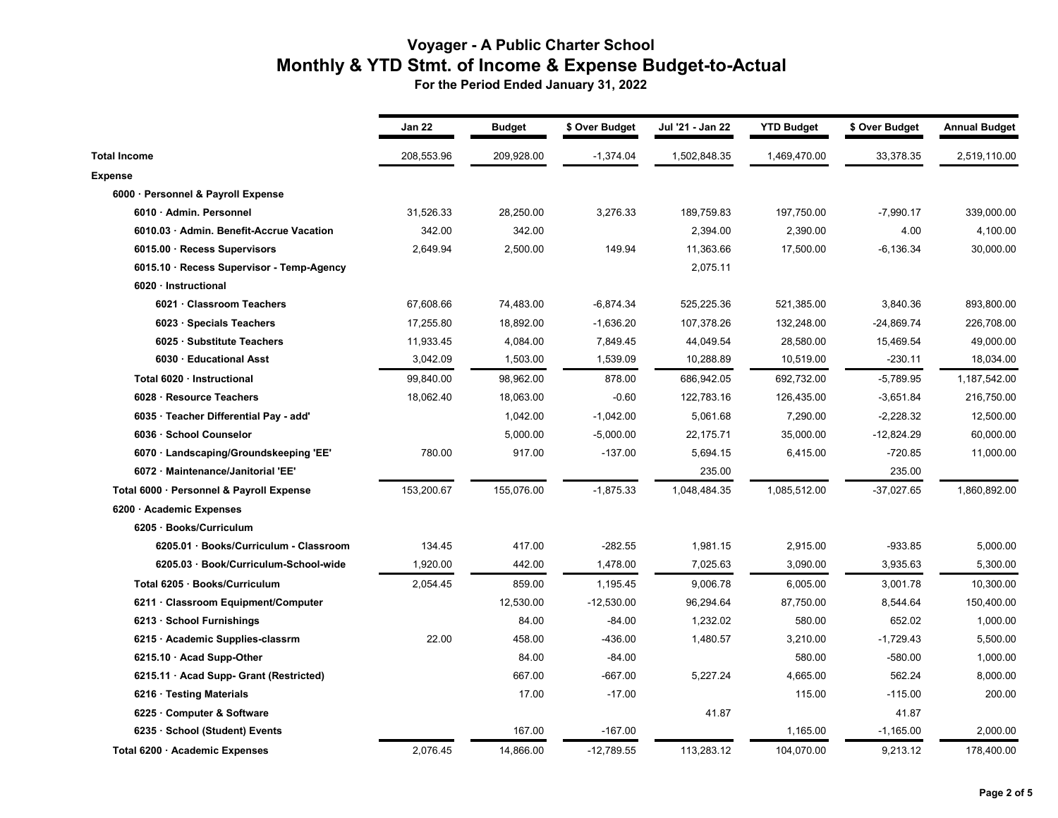# Voyager - A Public Charter School

## Monthly & YTD Stmt. of Income & Expense Budget-to-Actual

### For the Period Ended January 31, 2022

| | Jan 22 | Budget | $ Over Budget | Jul '21 - Jan 22 | YTD Budget | $ Over Budget | Annual Budget |
|---|---|---|---|---|---|---|---|
| **Total Income** | 208,553.96 | 209,928.00 | -1,374.04 | 1,502,848.35 | 1,469,470.00 | 33,378.35 | 2,519,110.00 |
| **Expense** | | | | | | | |
| **6000 · Personnel & Payroll Expense** | | | | | | | |
| **6010 · Admin. Personnel** | 31,526.33 | 28,250.00 | 3,276.33 | 189,759.83 | 197,750.00 | -7,990.17 | 339,000.00 |
| **6010.03 · Admin. Benefit-Accrue Vacation** | 342.00 | 342.00 | | 2,394.00 | 2,390.00 | 4.00 | 4,100.00 |
| **6015.00 · Recess Supervisors** | 2,649.94 | 2,500.00 | 149.94 | 11,363.66 | 17,500.00 | -6,136.34 | 30,000.00 |
| **6015.10 · Recess Supervisor - Temp-Agency** | | | | 2,075.11 | | | |
| **6020 · Instructional** | | | | | | | |
| **6021 · Classroom Teachers** | 67,608.66 | 74,483.00 | -6,874.34 | 525,225.36 | 521,385.00 | 3,840.36 | 893,800.00 |
| **6023 · Specials Teachers** | 17,255.80 | 18,892.00 | -1,636.20 | 107,378.26 | 132,248.00 | -24,869.74 | 226,708.00 |
| **6025 · Substitute Teachers** | 11,933.45 | 4,084.00 | 7,849.45 | 44,049.54 | 28,580.00 | 15,469.54 | 49,000.00 |
| **6030 · Educational Asst** | 3,042.09 | 1,503.00 | 1,539.09 | 10,288.89 | 10,519.00 | -230.11 | 18,034.00 |
| **Total 6020 · Instructional** | 99,840.00 | 98,962.00 | 878.00 | 686,942.05 | 692,732.00 | -5,789.95 | 1,187,542.00 |
| **6028 · Resource Teachers** | 18,062.40 | 18,063.00 | -0.60 | 122,783.16 | 126,435.00 | -3,651.84 | 216,750.00 |
| **6035 · Teacher Differential Pay - add'** | | 1,042.00 | -1,042.00 | 5,061.68 | 7,290.00 | -2,228.32 | 12,500.00 |
| **6036 · School Counselor** | | 5,000.00 | -5,000.00 | 22,175.71 | 35,000.00 | -12,824.29 | 60,000.00 |
| **6070 · Landscaping/Groundskeeping 'EE'** | 780.00 | 917.00 | -137.00 | 5,694.15 | 6,415.00 | -720.85 | 11,000.00 |
| **6072 · Maintenance/Janitorial 'EE'** | | | | 235.00 | | 235.00 | |
| **Total 6000 · Personnel & Payroll Expense** | 153,200.67 | 155,076.00 | -1,875.33 | 1,048,484.35 | 1,085,512.00 | -37,027.65 | 1,860,892.00 |
| **6200 · Academic Expenses** | | | | | | | |
| **6205 · Books/Curriculum** | | | | | | | |
| **6205.01 · Books/Curriculum - Classroom** | 134.45 | 417.00 | -282.55 | 1,981.15 | 2,915.00 | -933.85 | 5,000.00 |
| **6205.03 · Book/Curriculum-School-wide** | 1,920.00 | 442.00 | 1,478.00 | 7,025.63 | 3,090.00 | 3,935.63 | 5,300.00 |
| **Total 6205 · Books/Curriculum** | 2,054.45 | 859.00 | 1,195.45 | 9,006.78 | 6,005.00 | 3,001.78 | 10,300.00 |
| **6211 · Classroom Equipment/Computer** | | 12,530.00 | -12,530.00 | 96,294.64 | 87,750.00 | 8,544.64 | 150,400.00 |
| **6213 · School Furnishings** | | 84.00 | -84.00 | 1,232.02 | 580.00 | 652.02 | 1,000.00 |
| **6215 · Academic Supplies-classrm** | 22.00 | 458.00 | -436.00 | 1,480.57 | 3,210.00 | -1,729.43 | 5,500.00 |
| **6215.10 · Acad Supp-Other** | | 84.00 | -84.00 | | 580.00 | -580.00 | 1,000.00 |
| **6215.11 · Acad Supp- Grant (Restricted)** | | 667.00 | -667.00 | 5,227.24 | 4,665.00 | 562.24 | 8,000.00 |
| **6216 · Testing Materials** | | 17.00 | -17.00 | | 115.00 | -115.00 | 200.00 |
| **6225 · Computer & Software** | | | | 41.87 | | 41.87 | |
| **6235 · School (Student) Events** | | 167.00 | -167.00 | | 1,165.00 | -1,165.00 | 2,000.00 |
| **Total 6200 · Academic Expenses** | 2,076.45 | 14,866.00 | -12,789.55 | 113,283.12 | 104,070.00 | 9,213.12 | 178,400.00 |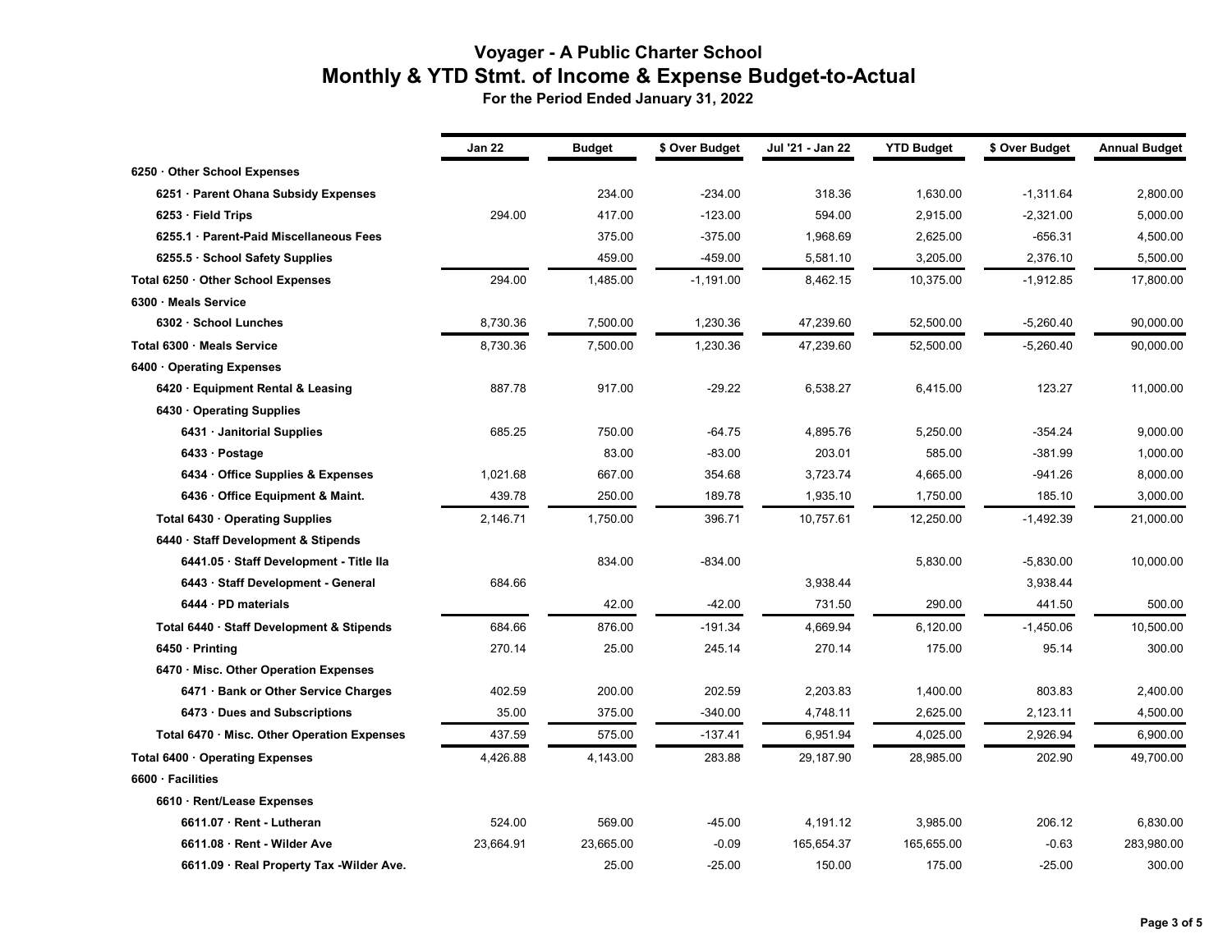# Voyager - A Public Charter School

## Monthly & YTD Stmt. of Income & Expense Budget-to-Actual

**For the Period Ended January 31, 2022**

| | Jan 22 | Budget | $ Over Budget | Jul '21 - Jan 22 | YTD Budget | $ Over Budget | Annual Budget |
|---|---|---|---|---|---|---|---|
| **6250 · Other School Expenses** | | | | | | | |
| **6251 · Parent Ohana Subsidy Expenses** | | 234.00 | -234.00 | 318.36 | 1,630.00 | -1,311.64 | 2,800.00 |
| **6253 · Field Trips** | 294.00 | 417.00 | -123.00 | 594.00 | 2,915.00 | -2,321.00 | 5,000.00 |
| **6255.1 · Parent-Paid Miscellaneous Fees** | | 375.00 | -375.00 | 1,968.69 | 2,625.00 | -656.31 | 4,500.00 |
| **6255.5 · School Safety Supplies** | | 459.00 | -459.00 | 5,581.10 | 3,205.00 | 2,376.10 | 5,500.00 |
| **Total 6250 · Other School Expenses** | 294.00 | 1,485.00 | -1,191.00 | 8,462.15 | 10,375.00 | -1,912.85 | 17,800.00 |
| **6300 · Meals Service** | | | | | | | |
| **6302 · School Lunches** | 8,730.36 | 7,500.00 | 1,230.36 | 47,239.60 | 52,500.00 | -5,260.40 | 90,000.00 |
| **Total 6300 · Meals Service** | 8,730.36 | 7,500.00 | 1,230.36 | 47,239.60 | 52,500.00 | -5,260.40 | 90,000.00 |
| **6400 · Operating Expenses** | | | | | | | |
| **6420 · Equipment Rental & Leasing** | 887.78 | 917.00 | -29.22 | 6,538.27 | 6,415.00 | 123.27 | 11,000.00 |
| **6430 · Operating Supplies** | | | | | | | |
| **6431 · Janitorial Supplies** | 685.25 | 750.00 | -64.75 | 4,895.76 | 5,250.00 | -354.24 | 9,000.00 |
| **6433 · Postage** | | 83.00 | -83.00 | 203.01 | 585.00 | -381.99 | 1,000.00 |
| **6434 · Office Supplies & Expenses** | 1,021.68 | 667.00 | 354.68 | 3,723.74 | 4,665.00 | -941.26 | 8,000.00 |
| **6436 · Office Equipment & Maint.** | 439.78 | 250.00 | 189.78 | 1,935.10 | 1,750.00 | 185.10 | 3,000.00 |
| **Total 6430 · Operating Supplies** | 2,146.71 | 1,750.00 | 396.71 | 10,757.61 | 12,250.00 | -1,492.39 | 21,000.00 |
| **6440 · Staff Development & Stipends** | | | | | | | |
| **6441.05 · Staff Development - Title IIa** | | 834.00 | -834.00 | | 5,830.00 | -5,830.00 | 10,000.00 |
| **6443 · Staff Development - General** | 684.66 | | | 3,938.44 | | 3,938.44 | |
| **6444 · PD materials** | | 42.00 | -42.00 | 731.50 | 290.00 | 441.50 | 500.00 |
| **Total 6440 · Staff Development & Stipends** | 684.66 | 876.00 | -191.34 | 4,669.94 | 6,120.00 | -1,450.06 | 10,500.00 |
| **6450 · Printing** | 270.14 | 25.00 | 245.14 | 270.14 | 175.00 | 95.14 | 300.00 |
| **6470 · Misc. Other Operation Expenses** | | | | | | | |
| **6471 · Bank or Other Service Charges** | 402.59 | 200.00 | 202.59 | 2,203.83 | 1,400.00 | 803.83 | 2,400.00 |
| **6473 · Dues and Subscriptions** | 35.00 | 375.00 | -340.00 | 4,748.11 | 2,625.00 | 2,123.11 | 4,500.00 |
| **Total 6470 · Misc. Other Operation Expenses** | 437.59 | 575.00 | -137.41 | 6,951.94 | 4,025.00 | 2,926.94 | 6,900.00 |
| **Total 6400 · Operating Expenses** | 4,426.88 | 4,143.00 | 283.88 | 29,187.90 | 28,985.00 | 202.90 | 49,700.00 |
| **6600 · Facilities** | | | | | | | |
| **6610 · Rent/Lease Expenses** | | | | | | | |
| **6611.07 · Rent - Lutheran** | 524.00 | 569.00 | -45.00 | 4,191.12 | 3,985.00 | 206.12 | 6,830.00 |
| **6611.08 · Rent - Wilder Ave** | 23,664.91 | 23,665.00 | -0.09 | 165,654.37 | 165,655.00 | -0.63 | 283,980.00 |
| **6611.09 · Real Property Tax -Wilder Ave.** | | 25.00 | -25.00 | 150.00 | 175.00 | -25.00 | 300.00 |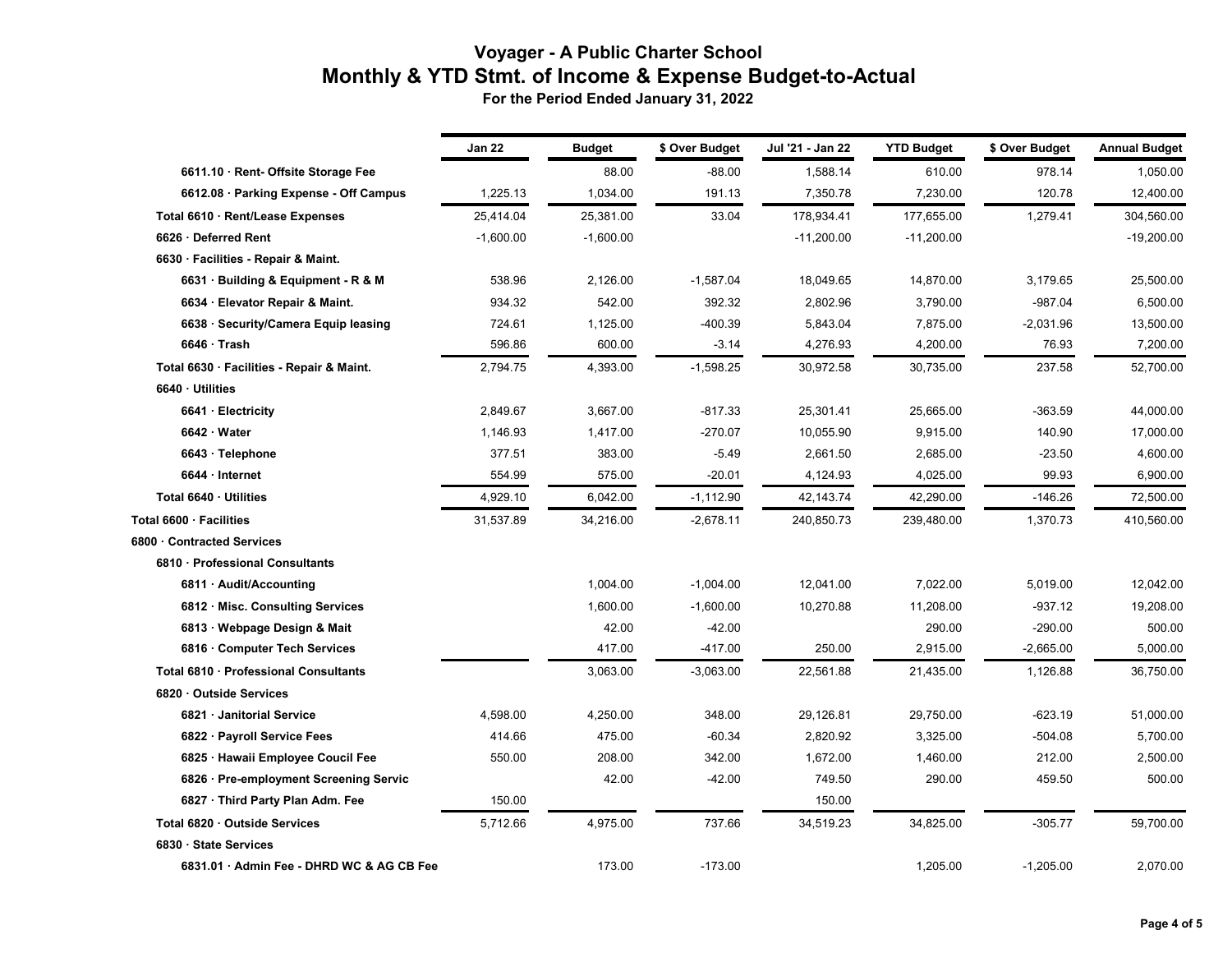# Voyager - A Public Charter School
## Monthly & YTD Stmt. of Income & Expense Budget-to-Actual
### For the Period Ended January 31, 2022

| | Jan 22 | Budget | $ Over Budget | Jul '21 - Jan 22 | YTD Budget | $ Over Budget | Annual Budget |
|---|---|---|---|---|---|---|---|
| 6611.10 · Rent- Offsite Storage Fee | | 88.00 | -88.00 | 1,588.14 | 610.00 | 978.14 | 1,050.00 |
| 6612.08 · Parking Expense - Off Campus | 1,225.13 | 1,034.00 | 191.13 | 7,350.78 | 7,230.00 | 120.78 | 12,400.00 |
| Total 6610 · Rent/Lease Expenses | 25,414.04 | 25,381.00 | 33.04 | 178,934.41 | 177,655.00 | 1,279.41 | 304,560.00 |
| 6626 · Deferred Rent | -1,600.00 | -1,600.00 | | -11,200.00 | -11,200.00 | | -19,200.00 |
| 6630 · Facilities - Repair & Maint. | | | | | | | |
| 6631 · Building & Equipment - R & M | 538.96 | 2,126.00 | -1,587.04 | 18,049.65 | 14,870.00 | 3,179.65 | 25,500.00 |
| 6634 · Elevator Repair & Maint. | 934.32 | 542.00 | 392.32 | 2,802.96 | 3,790.00 | -987.04 | 6,500.00 |
| 6638 · Security/Camera Equip leasing | 724.61 | 1,125.00 | -400.39 | 5,843.04 | 7,875.00 | -2,031.96 | 13,500.00 |
| 6646 · Trash | 596.86 | 600.00 | -3.14 | 4,276.93 | 4,200.00 | 76.93 | 7,200.00 |
| Total 6630 · Facilities - Repair & Maint. | 2,794.75 | 4,393.00 | -1,598.25 | 30,972.58 | 30,735.00 | 237.58 | 52,700.00 |
| 6640 · Utilities | | | | | | | |
| 6641 · Electricity | 2,849.67 | 3,667.00 | -817.33 | 25,301.41 | 25,665.00 | -363.59 | 44,000.00 |
| 6642 · Water | 1,146.93 | 1,417.00 | -270.07 | 10,055.90 | 9,915.00 | 140.90 | 17,000.00 |
| 6643 · Telephone | 377.51 | 383.00 | -5.49 | 2,661.50 | 2,685.00 | -23.50 | 4,600.00 |
| 6644 · Internet | 554.99 | 575.00 | -20.01 | 4,124.93 | 4,025.00 | 99.93 | 6,900.00 |
| Total 6640 · Utilities | 4,929.10 | 6,042.00 | -1,112.90 | 42,143.74 | 42,290.00 | -146.26 | 72,500.00 |
| Total 6600 · Facilities | 31,537.89 | 34,216.00 | -2,678.11 | 240,850.73 | 239,480.00 | 1,370.73 | 410,560.00 |
| 6800 · Contracted Services | | | | | | | |
| 6810 · Professional Consultants | | | | | | | |
| 6811 · Audit/Accounting | | 1,004.00 | -1,004.00 | 12,041.00 | 7,022.00 | 5,019.00 | 12,042.00 |
| 6812 · Misc. Consulting Services | | 1,600.00 | -1,600.00 | 10,270.88 | 11,208.00 | -937.12 | 19,208.00 |
| 6813 · Webpage Design & Mait | | 42.00 | -42.00 | | 290.00 | -290.00 | 500.00 |
| 6816 · Computer Tech Services | | 417.00 | -417.00 | 250.00 | 2,915.00 | -2,665.00 | 5,000.00 |
| Total 6810 · Professional Consultants | | 3,063.00 | -3,063.00 | 22,561.88 | 21,435.00 | 1,126.88 | 36,750.00 |
| 6820 · Outside Services | | | | | | | |
| 6821 · Janitorial Service | 4,598.00 | 4,250.00 | 348.00 | 29,126.81 | 29,750.00 | -623.19 | 51,000.00 |
| 6822 · Payroll Service Fees | 414.66 | 475.00 | -60.34 | 2,820.92 | 3,325.00 | -504.08 | 5,700.00 |
| 6825 · Hawaii Employee Coucil Fee | 550.00 | 208.00 | 342.00 | 1,672.00 | 1,460.00 | 212.00 | 2,500.00 |
| 6826 · Pre-employment Screening Servic | | 42.00 | -42.00 | 749.50 | 290.00 | 459.50 | 500.00 |
| 6827 · Third Party Plan Adm. Fee | 150.00 | | | 150.00 | | | |
| Total 6820 · Outside Services | 5,712.66 | 4,975.00 | 737.66 | 34,519.23 | 34,825.00 | -305.77 | 59,700.00 |
| 6830 · State Services | | | | | | | |
| 6831.01 · Admin Fee - DHRD WC & AG CB Fee | | 173.00 | -173.00 | | 1,205.00 | -1,205.00 | 2,070.00 |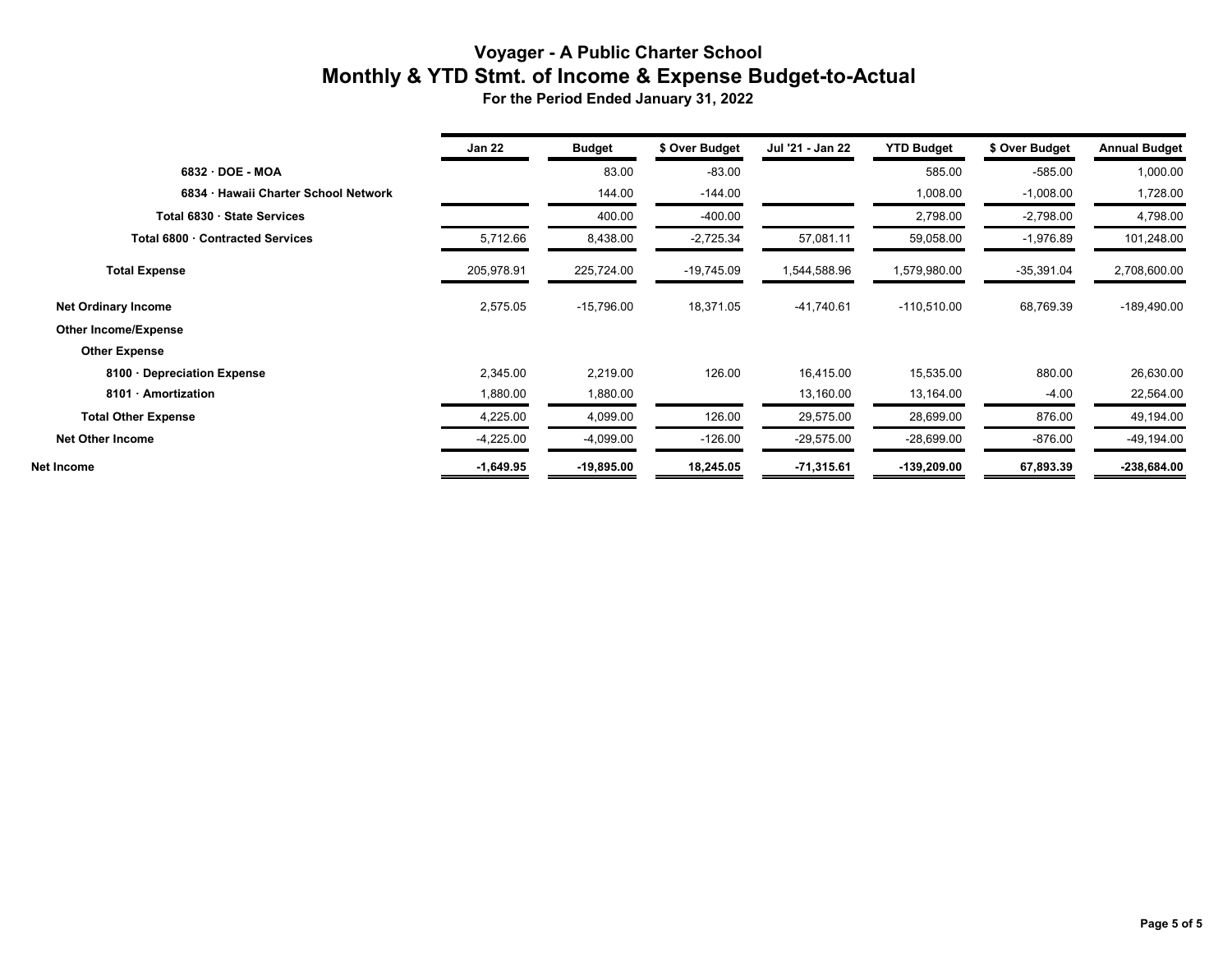# Voyager - A Public Charter School

## Monthly & YTD Stmt. of Income & Expense Budget-to-Actual

### For the Period Ended January 31, 2022

| | Jan 22 | Budget | $ Over Budget | Jul '21 - Jan 22 | YTD Budget | $ Over Budget | Annual Budget |
|---|---|---|---|---|---|---|---|
| 6832 · DOE - MOA | | 83.00 | -83.00 | | 585.00 | -585.00 | 1,000.00 |
| 6834 · Hawaii Charter School Network | | 144.00 | -144.00 | | 1,008.00 | -1,008.00 | 1,728.00 |
| Total 6830 · State Services | | 400.00 | -400.00 | | 2,798.00 | -2,798.00 | 4,798.00 |
| Total 6800 · Contracted Services | 5,712.66 | 8,438.00 | -2,725.34 | 57,081.11 | 59,058.00 | -1,976.89 | 101,248.00 |
| Total Expense | 205,978.91 | 225,724.00 | -19,745.09 | 1,544,588.96 | 1,579,980.00 | -35,391.04 | 2,708,600.00 |
| Net Ordinary Income | 2,575.05 | -15,796.00 | 18,371.05 | -41,740.61 | -110,510.00 | 68,769.39 | -189,490.00 |
| Other Income/Expense | | | | | | | |
| Other Expense | | | | | | | |
| 8100 · Depreciation Expense | 2,345.00 | 2,219.00 | 126.00 | 16,415.00 | 15,535.00 | 880.00 | 26,630.00 |
| 8101 · Amortization | 1,880.00 | 1,880.00 | | 13,160.00 | 13,164.00 | -4.00 | 22,564.00 |
| Total Other Expense | 4,225.00 | 4,099.00 | 126.00 | 29,575.00 | 28,699.00 | 876.00 | 49,194.00 |
| Net Other Income | -4,225.00 | -4,099.00 | -126.00 | -29,575.00 | -28,699.00 | -876.00 | -49,194.00 |
| **Net Income** | **-1,649.95** | **-19,895.00** | **18,245.05** | **-71,315.61** | **-139,209.00** | **67,893.39** | **-238,684.00** |